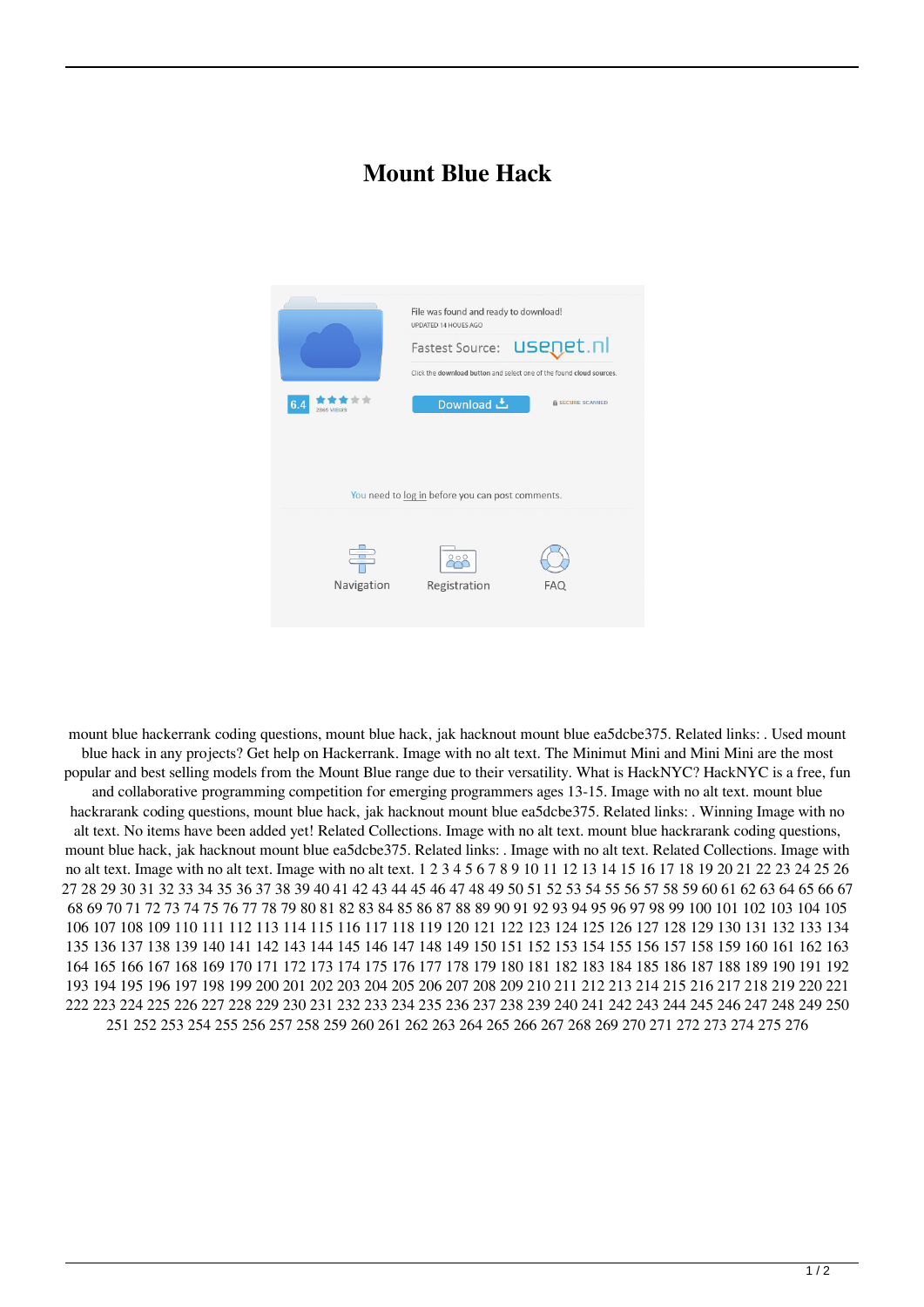# Mount Blue Hack

mount blue hackerrank coding questions, mount blue hack, jak hacknout mount blue ea5dcbe375. Related links: . Used mount blue hack in any projects? Get help on Hackerrank. Image with no alt text. The Minimut Mini and Mini Mini are the most popular and best selling models from the Mount Blue range due to their versatility. What is HackNYC? HackNYC is a free, fun and collaborative programming competition for emerging programmers ages 13-15. Image with no alt text. mount blue hackrarank coding questions, mount blue hack, jak hacknout mount blue ea5dcbe375. Related links: . Winning Image with no alt text. No items have been added yet! Related Collections. Image with no alt text. mount blue hackrarank coding questions, mount blue hack, jak hacknout mount blue ea5dcbe375. Related links: . Image with no alt text. Related Collections. Image with no alt text. Image with no alt text. Image with no alt text. 1 2 3 4 5 6 7 8 9 10 11 12 13 14 15 16 17 18 19 20 21 22 23 24 25 26 27 28 29 30 31 32 33 34 35 36 37 38 39 40 41 42 43 44 45 46 47 48 49 50 51 52 53 54 55 56 57 58 59 60 61 62 63 64 65 66 67 68 69 70 71 72 73 74 75 76 77 78 79 80 81 82 83 84 85 86 87 88 89 90 91 92 93 94 95 96 97 98 99 100 101 102 103 104 105 106 107 108 109 110 111 112 113 114 115 116 117 118 119 120 121 122 123 124 125 126 127 128 129 130 131 132 133 134 135 136 137 138 139 140 141 142 143 144 145 146 147 148 149 150 151 152 153 154 155 156 157 158 159 160 161 162 163 164 165 166 167 168 169 170 171 172 173 174 175 176 177 178 179 180 181 182 183 184 185 186 187 188 189 190 191 192 193 194 195 196 197 198 199 200 201 202 203 204 205 206 207 208 209 210 211 212 213 214 215 216 217 218 219 220 221 222 223 224 225 226 227 228 229 230 231 232 233 234 235 236 237 238 239 240 241 242 243 244 245 246 247 248 249 250 251 252 253 254 255 256 257 258 259 260 261 262 263 264 265 266 267 268 269 270 271 272 273 274 275 276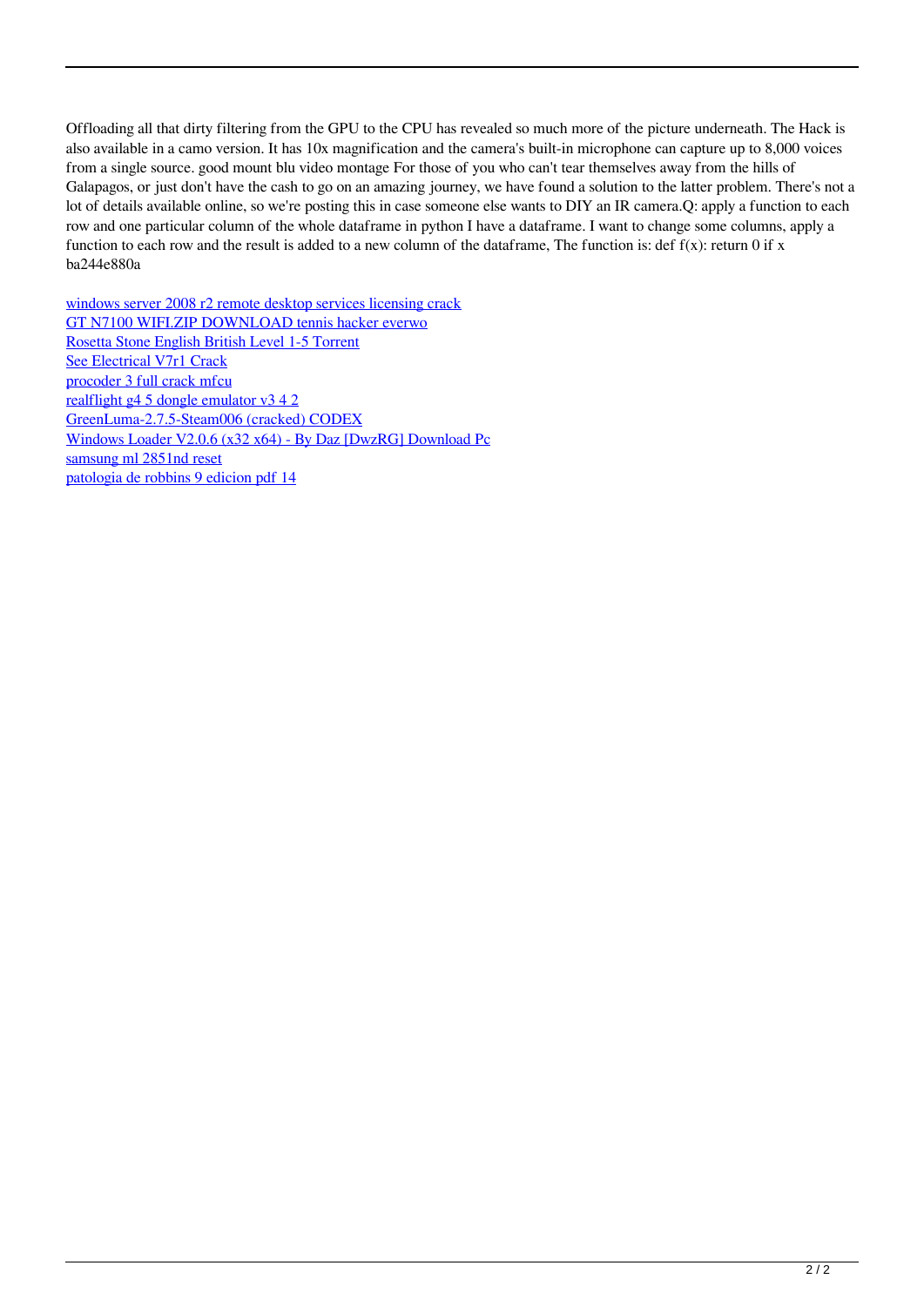Offloading all that dirty filtering from the GPU to the CPU has revealed so much more of the picture underneath. The Hack is also available in a camo version. It has 10x magnification and the camera's built-in microphone can capture up to 8,000 voices from a single source. good mount blu video montage For those of you who can't tear themselves away from the hills of Galapagos, or just don't have the cash to go on an amazing journey, we have found a solution to the latter problem. There's not a lot of details available online, so we're posting this in case someone else wants to DIY an IR camera.Q: apply a function to each row and one particular column of the whole dataframe in python I have a dataframe. I want to change some columns, apply a function to each row and the result is added to a new column of the dataframe, The function is: def f(x): return 0 if x ba244e880a

windows server 2008 r2 remote desktop services licensing crack
GT N7100 WIFI.ZIP DOWNLOAD tennis hacker everwo
Rosetta Stone English British Level 1-5 Torrent
See Electrical V7r1 Crack
procoder 3 full crack mfcu
realflight g4 5 dongle emulator v3 4 2
GreenLuma-2.7.5-Steam006 (cracked) CODEX
Windows Loader V2.0.6 (x32 x64) - By Daz [DwzRG] Download Pc
samsung ml 2851nd reset
patologia de robbins 9 edicion pdf 14